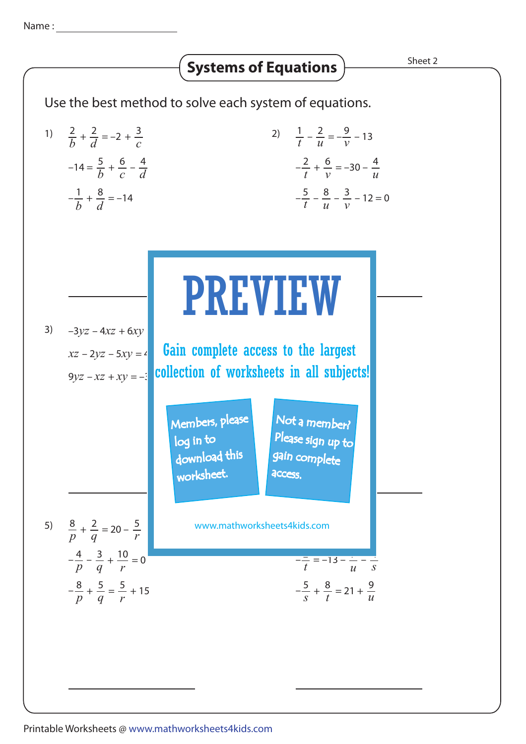Name : ____________________

# Systems of Equations

Sheet 2

Use the best method to solve each system of equations.

1) $\frac{2}{b} + \frac{2}{d} = -2 + \frac{3}{c}$

$-14 = \frac{5}{b} + \frac{6}{c} - \frac{4}{d}$

$-\frac{1}{b} + \frac{8}{d} = -14$

2) $\frac{1}{t} - \frac{2}{u} = -\frac{9}{v} - 13$

$-\frac{2}{t} + \frac{6}{v} = -30 - \frac{4}{u}$

$-\frac{5}{t} - \frac{8}{u} - \frac{3}{v} - 12 = 0$

3) $-3yz - 4xz + 6xy$

$xz - 2yz - 5xy = 4$

$9yz - xz + xy = -$

PREVIEW

Gain complete access to the largest collection of worksheets in all subjects!

Members, please log in to download this worksheet.

Not a member? Please sign up to gain complete access.

www.mathworksheets4kids.com

5) $\frac{8}{p} + \frac{2}{q} = 20 - \frac{5}{r}$

$-\frac{4}{p} - \frac{3}{q} + \frac{10}{r} = 0$

$-\frac{8}{p} + \frac{5}{q} = \frac{5}{r} + 15$

$-\frac{\ }{t} = -13 - \frac{\ }{u} - \frac{\ }{s}$

$-\frac{5}{s} + \frac{8}{t} = 21 + \frac{9}{u}$

Printable Worksheets @ www.mathworksheets4kids.com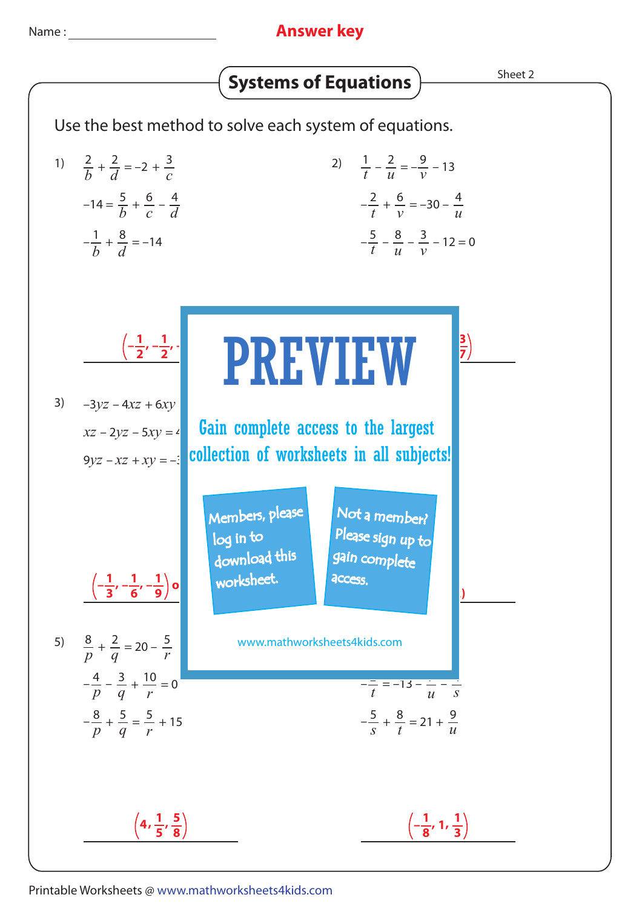Name : ____________________

**Answer key**

# Systems of Equations

Sheet 2

Use the best method to solve each system of equations.

1) $\frac{2}{b} + \frac{2}{d} = -2 + \frac{3}{c}$

$-14 = \frac{5}{b} + \frac{6}{c} - \frac{4}{d}$

$-\frac{1}{b} + \frac{8}{d} = -14$

$\left(-\frac{1}{2}, -\frac{1}{2}, \ldots\right)$

2) $\frac{1}{t} - \frac{2}{u} = -\frac{9}{v} - 13$

$-\frac{2}{t} + \frac{6}{v} = -30 - \frac{4}{u}$

$-\frac{5}{t} - \frac{8}{u} - \frac{3}{v} - 12 = 0$

$\left(\ldots \frac{3}{7}\right)$

3) $-3yz - 4xz + 6xy$ ...

$xz - 2yz - 5xy = 4$ ...

$9yz - xz + xy = -3$ ...

$\left(-\frac{1}{3}, -\frac{1}{6}, -\frac{1}{9}\right)$ o...

4) ...

...)

**PREVIEW**

Gain complete access to the largest collection of worksheets in all subjects!

Members, please log in to download this worksheet.

Not a member? Please sign up to gain complete access.

www.mathworksheets4kids.com

5) $\frac{8}{p} + \frac{2}{q} = 20 - \frac{5}{r}$

$-\frac{4}{p} - \frac{3}{q} + \frac{10}{r} = 0$

$-\frac{8}{p} + \frac{5}{q} = \frac{5}{r} + 15$

$\left(4, \frac{1}{5}, \frac{5}{8}\right)$

6) ...

$-\frac{\ldots}{t} = -13 - \frac{\ldots}{u} - \frac{\ldots}{s}$

$-\frac{5}{s} + \frac{8}{t} = 21 + \frac{9}{u}$

$\left(-\frac{1}{8}, 1, \frac{1}{3}\right)$

Printable Worksheets @ www.mathworksheets4kids.com